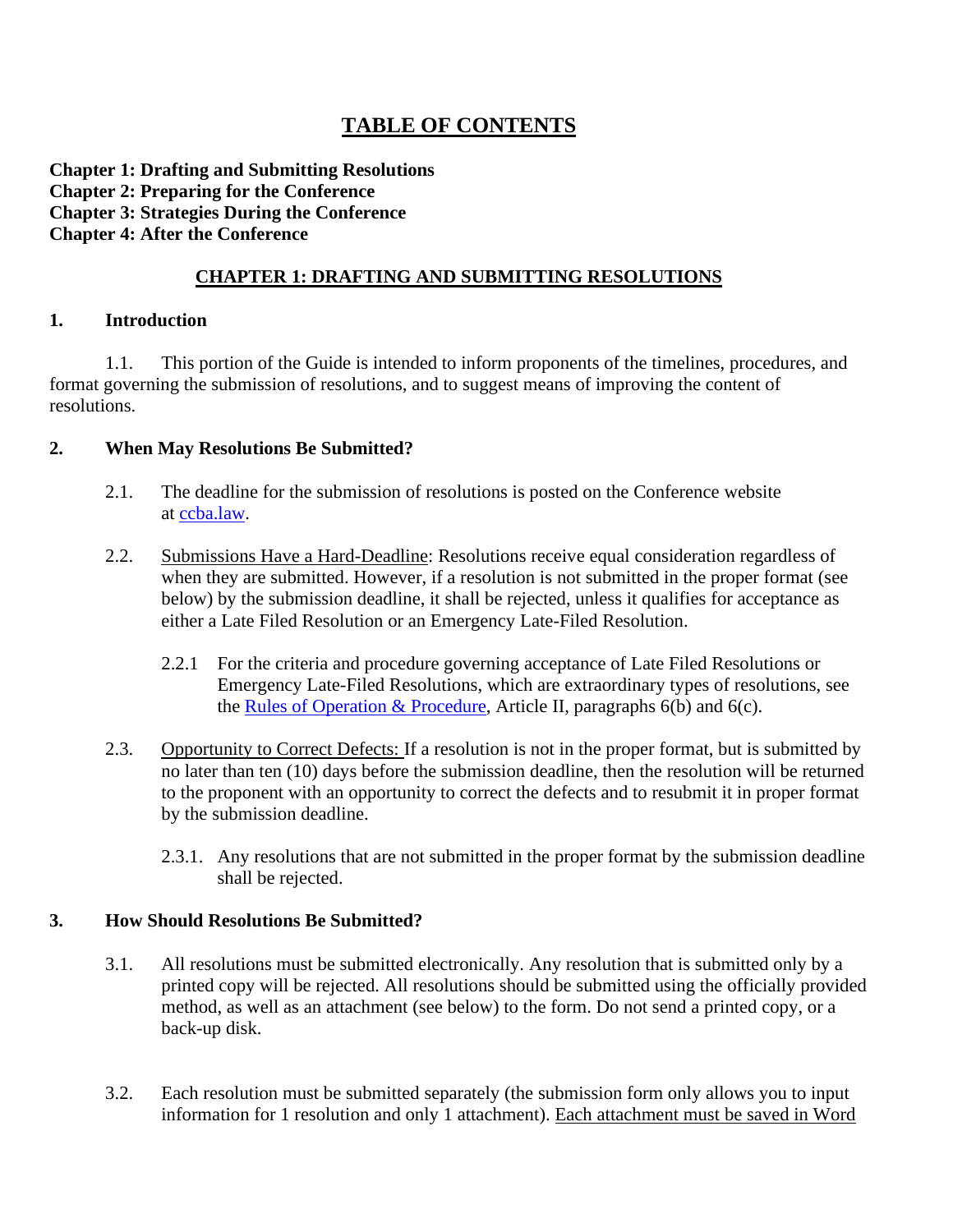# TABLE OF CONTENTS

**Chapter 1: Drafting and Submitting Resolutions**
**Chapter 2: Preparing for the Conference**
**Chapter 3: Strategies During the Conference**
**Chapter 4: After the Conference**

## CHAPTER 1: DRAFTING AND SUBMITTING RESOLUTIONS

### 1. Introduction

1.1. This portion of the Guide is intended to inform proponents of the timelines, procedures, and format governing the submission of resolutions, and to suggest means of improving the content of resolutions.

### 2. When May Resolutions Be Submitted?

2.1. The deadline for the submission of resolutions is posted on the Conference website at [ccba.law](ccba.law).

2.2. Submissions Have a Hard-Deadline: Resolutions receive equal consideration regardless of when they are submitted. However, if a resolution is not submitted in the proper format (see below) by the submission deadline, it shall be rejected, unless it qualifies for acceptance as either a Late Filed Resolution or an Emergency Late-Filed Resolution.

2.2.1 For the criteria and procedure governing acceptance of Late Filed Resolutions or Emergency Late-Filed Resolutions, which are extraordinary types of resolutions, see the Rules of Operation & Procedure, Article II, paragraphs 6(b) and 6(c).

2.3. Opportunity to Correct Defects: If a resolution is not in the proper format, but is submitted by no later than ten (10) days before the submission deadline, then the resolution will be returned to the proponent with an opportunity to correct the defects and to resubmit it in proper format by the submission deadline.

2.3.1. Any resolutions that are not submitted in the proper format by the submission deadline shall be rejected.

### 3. How Should Resolutions Be Submitted?

3.1. All resolutions must be submitted electronically. Any resolution that is submitted only by a printed copy will be rejected. All resolutions should be submitted using the officially provided method, as well as an attachment (see below) to the form. Do not send a printed copy, or a back-up disk.

3.2. Each resolution must be submitted separately (the submission form only allows you to input information for 1 resolution and only 1 attachment). Each attachment must be saved in Word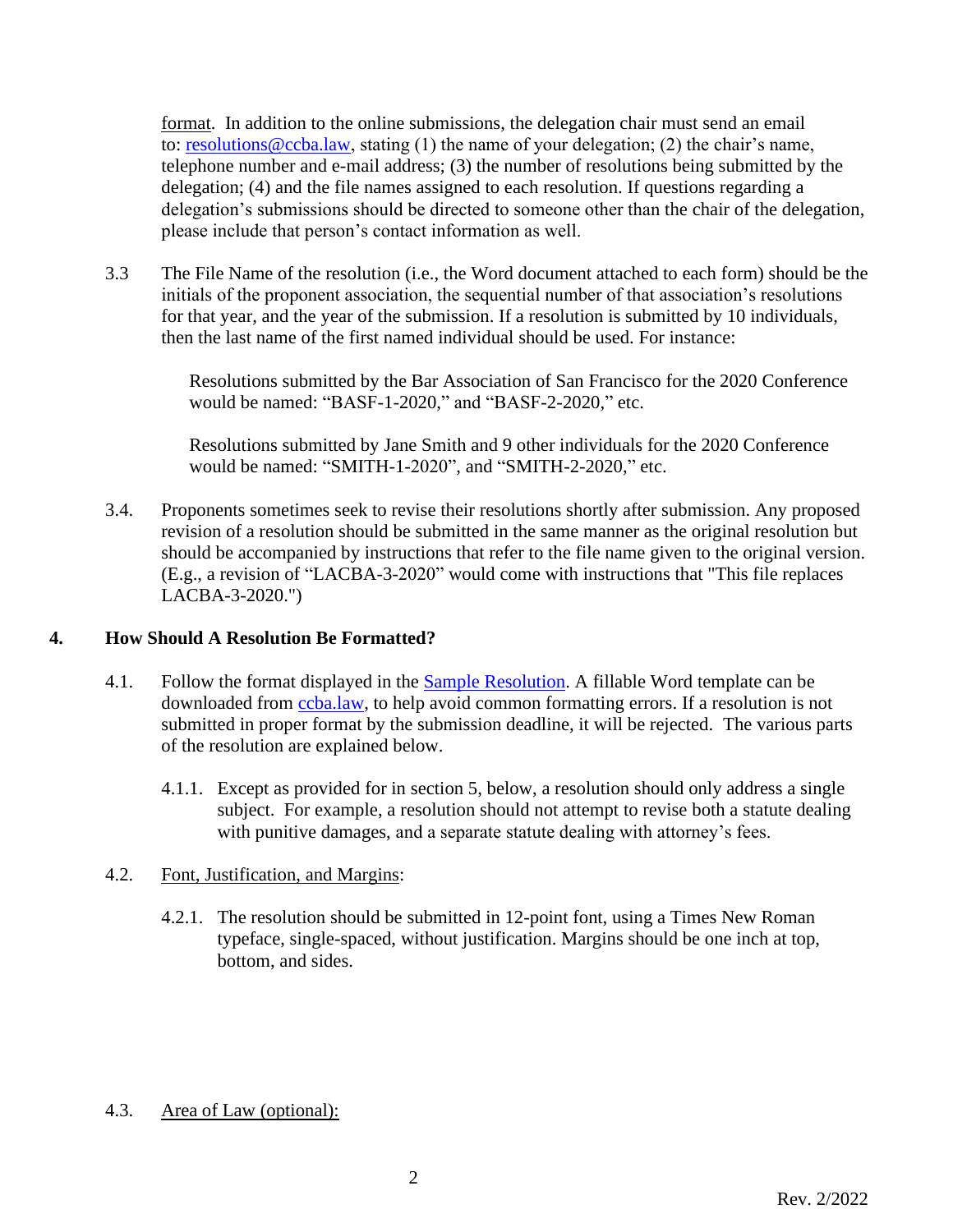format. In addition to the online submissions, the delegation chair must send an email to: resolutions@ccba.law, stating (1) the name of your delegation; (2) the chair's name, telephone number and e-mail address; (3) the number of resolutions being submitted by the delegation; (4) and the file names assigned to each resolution. If questions regarding a delegation's submissions should be directed to someone other than the chair of the delegation, please include that person's contact information as well.

3.3 The File Name of the resolution (i.e., the Word document attached to each form) should be the initials of the proponent association, the sequential number of that association's resolutions for that year, and the year of the submission. If a resolution is submitted by 10 individuals, then the last name of the first named individual should be used. For instance:

> Resolutions submitted by the Bar Association of San Francisco for the 2020 Conference would be named: "BASF-1-2020," and "BASF-2-2020," etc.
>
> Resolutions submitted by Jane Smith and 9 other individuals for the 2020 Conference would be named: "SMITH-1-2020", and "SMITH-2-2020," etc.

3.4. Proponents sometimes seek to revise their resolutions shortly after submission. Any proposed revision of a resolution should be submitted in the same manner as the original resolution but should be accompanied by instructions that refer to the file name given to the original version. (E.g., a revision of "LACBA-3-2020" would come with instructions that "This file replaces LACBA-3-2020.")

## 4. How Should A Resolution Be Formatted?

4.1. Follow the format displayed in the Sample Resolution. A fillable Word template can be downloaded from ccba.law, to help avoid common formatting errors. If a resolution is not submitted in proper format by the submission deadline, it will be rejected. The various parts of the resolution are explained below.

4.1.1. Except as provided for in section 5, below, a resolution should only address a single subject. For example, a resolution should not attempt to revise both a statute dealing with punitive damages, and a separate statute dealing with attorney's fees.

4.2. Font, Justification, and Margins:

4.2.1. The resolution should be submitted in 12-point font, using a Times New Roman typeface, single-spaced, without justification. Margins should be one inch at top, bottom, and sides.

4.3. Area of Law (optional):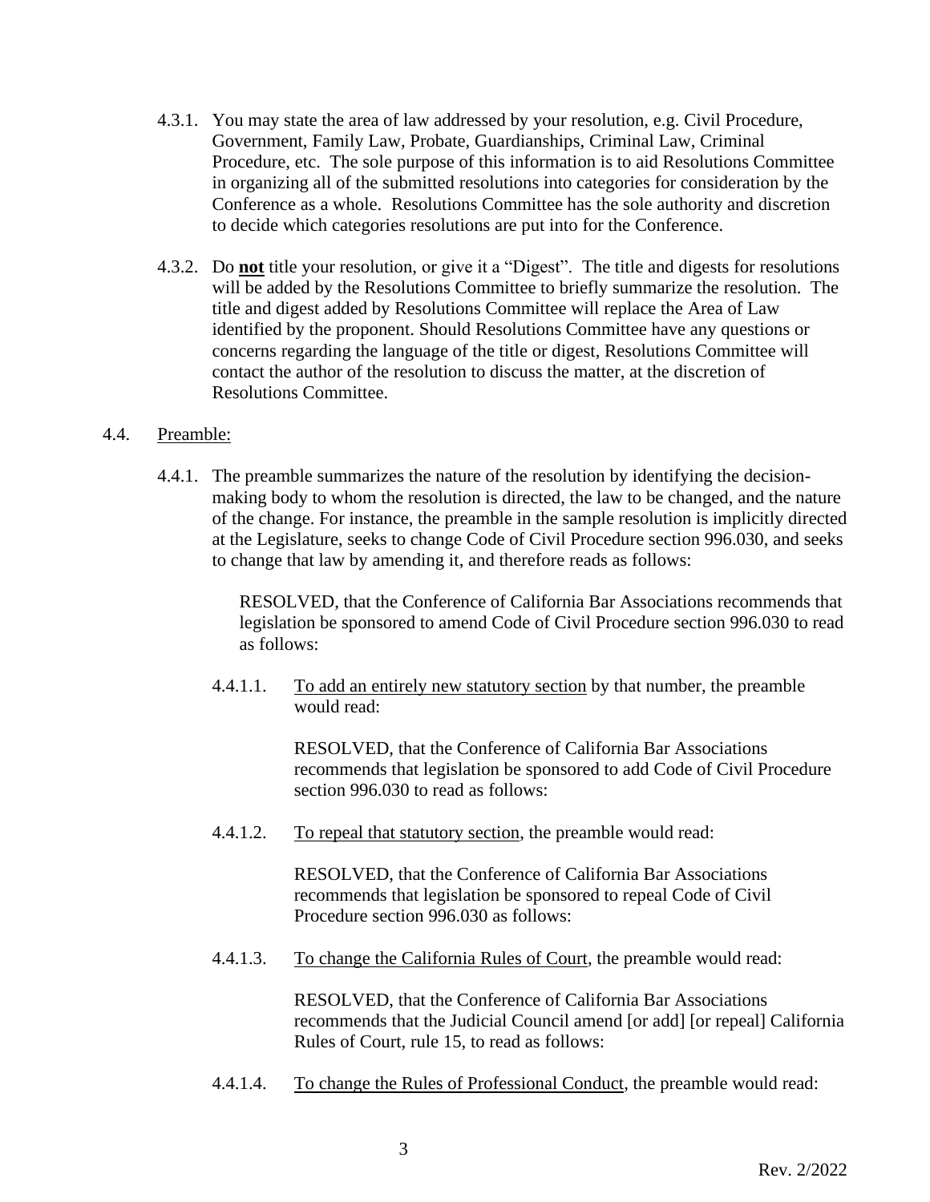4.3.1. You may state the area of law addressed by your resolution, e.g. Civil Procedure, Government, Family Law, Probate, Guardianships, Criminal Law, Criminal Procedure, etc. The sole purpose of this information is to aid Resolutions Committee in organizing all of the submitted resolutions into categories for consideration by the Conference as a whole. Resolutions Committee has the sole authority and discretion to decide which categories resolutions are put into for the Conference.

4.3.2. Do **not** title your resolution, or give it a "Digest". The title and digests for resolutions will be added by the Resolutions Committee to briefly summarize the resolution. The title and digest added by Resolutions Committee will replace the Area of Law identified by the proponent. Should Resolutions Committee have any questions or concerns regarding the language of the title or digest, Resolutions Committee will contact the author of the resolution to discuss the matter, at the discretion of Resolutions Committee.

4.4. <u>Preamble:</u>

4.4.1. The preamble summarizes the nature of the resolution by identifying the decision-making body to whom the resolution is directed, the law to be changed, and the nature of the change. For instance, the preamble in the sample resolution is implicitly directed at the Legislature, seeks to change Code of Civil Procedure section 996.030, and seeks to change that law by amending it, and therefore reads as follows:

> RESOLVED, that the Conference of California Bar Associations recommends that legislation be sponsored to amend Code of Civil Procedure section 996.030 to read as follows:

4.4.1.1. <u>To add an entirely new statutory section</u> by that number, the preamble would read:

> RESOLVED, that the Conference of California Bar Associations recommends that legislation be sponsored to add Code of Civil Procedure section 996.030 to read as follows:

4.4.1.2. <u>To repeal that statutory section</u>, the preamble would read:

> RESOLVED, that the Conference of California Bar Associations recommends that legislation be sponsored to repeal Code of Civil Procedure section 996.030 as follows:

4.4.1.3. <u>To change the California Rules of Court</u>, the preamble would read:

> RESOLVED, that the Conference of California Bar Associations recommends that the Judicial Council amend [or add] [or repeal] California Rules of Court, rule 15, to read as follows:

4.4.1.4. <u>To change the Rules of Professional Conduct</u>, the preamble would read: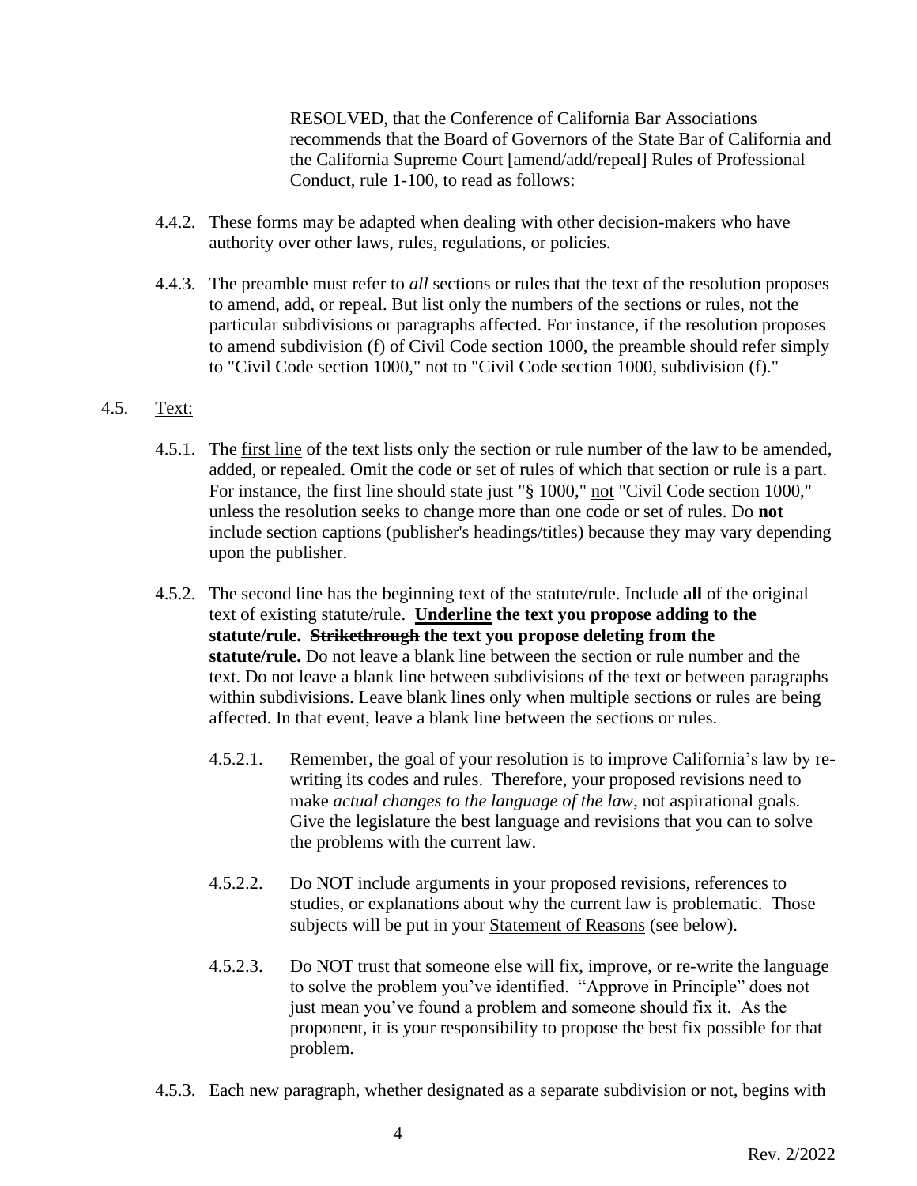> RESOLVED, that the Conference of California Bar Associations recommends that the Board of Governors of the State Bar of California and the California Supreme Court [amend/add/repeal] Rules of Professional Conduct, rule 1-100, to read as follows:

4.4.2. These forms may be adapted when dealing with other decision-makers who have authority over other laws, rules, regulations, or policies.

4.4.3. The preamble must refer to *all* sections or rules that the text of the resolution proposes to amend, add, or repeal. But list only the numbers of the sections or rules, not the particular subdivisions or paragraphs affected. For instance, if the resolution proposes to amend subdivision (f) of Civil Code section 1000, the preamble should refer simply to "Civil Code section 1000," not to "Civil Code section 1000, subdivision (f)."

4.5. <u>Text:</u>

4.5.1. The <u>first line</u> of the text lists only the section or rule number of the law to be amended, added, or repealed. Omit the code or set of rules of which that section or rule is a part. For instance, the first line should state just "§ 1000," <u>not</u> "Civil Code section 1000," unless the resolution seeks to change more than one code or set of rules. Do **not** include section captions (publisher's headings/titles) because they may vary depending upon the publisher.

4.5.2. The <u>second line</u> has the beginning text of the statute/rule. Include **all** of the original text of existing statute/rule. **<u>Underline</u> the text you propose adding to the statute/rule. ~~Strikethrough~~ the text you propose deleting from the statute/rule.** Do not leave a blank line between the section or rule number and the text. Do not leave a blank line between subdivisions of the text or between paragraphs within subdivisions. Leave blank lines only when multiple sections or rules are being affected. In that event, leave a blank line between the sections or rules.

4.5.2.1. Remember, the goal of your resolution is to improve California's law by re-writing its codes and rules. Therefore, your proposed revisions need to make *actual changes to the language of the law*, not aspirational goals. Give the legislature the best language and revisions that you can to solve the problems with the current law.

4.5.2.2. Do NOT include arguments in your proposed revisions, references to studies, or explanations about why the current law is problematic. Those subjects will be put in your <u>Statement of Reasons</u> (see below).

4.5.2.3. Do NOT trust that someone else will fix, improve, or re-write the language to solve the problem you've identified. "Approve in Principle" does not just mean you've found a problem and someone should fix it. As the proponent, it is your responsibility to propose the best fix possible for that problem.

4.5.3. Each new paragraph, whether designated as a separate subdivision or not, begins with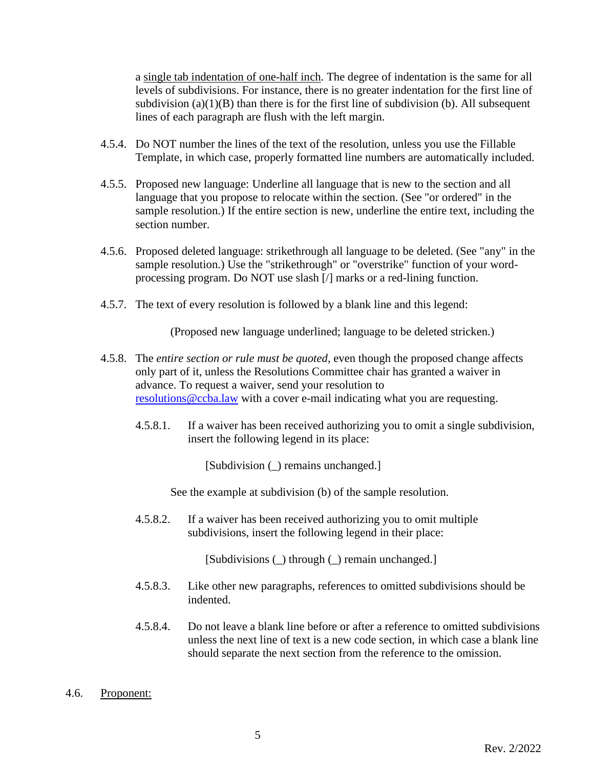a <u>single tab indentation of one-half inch</u>. The degree of indentation is the same for all levels of subdivisions. For instance, there is no greater indentation for the first line of subdivision (a)(1)(B) than there is for the first line of subdivision (b). All subsequent lines of each paragraph are flush with the left margin.

4.5.4. Do NOT number the lines of the text of the resolution, unless you use the Fillable Template, in which case, properly formatted line numbers are automatically included.

4.5.5. Proposed new language: Underline all language that is new to the section and all language that you propose to relocate within the section. (See "or ordered" in the sample resolution.) If the entire section is new, underline the entire text, including the section number.

4.5.6. Proposed deleted language: strikethrough all language to be deleted. (See "any" in the sample resolution.) Use the "strikethrough" or "overstrike" function of your word-processing program. Do NOT use slash [/] marks or a red-lining function.

4.5.7. The text of every resolution is followed by a blank line and this legend:

(Proposed new language underlined; language to be deleted stricken.)

4.5.8. The *entire section or rule must be quoted*, even though the proposed change affects only part of it, unless the Resolutions Committee chair has granted a waiver in advance. To request a waiver, send your resolution to [resolutions@ccba.law](mailto:resolutions@ccba.law) with a cover e-mail indicating what you are requesting.

4.5.8.1. If a waiver has been received authorizing you to omit a single subdivision, insert the following legend in its place:

[Subdivision (_) remains unchanged.]

See the example at subdivision (b) of the sample resolution.

4.5.8.2. If a waiver has been received authorizing you to omit multiple subdivisions, insert the following legend in their place:

[Subdivisions (_) through (_) remain unchanged.]

4.5.8.3. Like other new paragraphs, references to omitted subdivisions should be indented.

4.5.8.4. Do not leave a blank line before or after a reference to omitted subdivisions unless the next line of text is a new code section, in which case a blank line should separate the next section from the reference to the omission.

4.6. <u>Proponent:</u>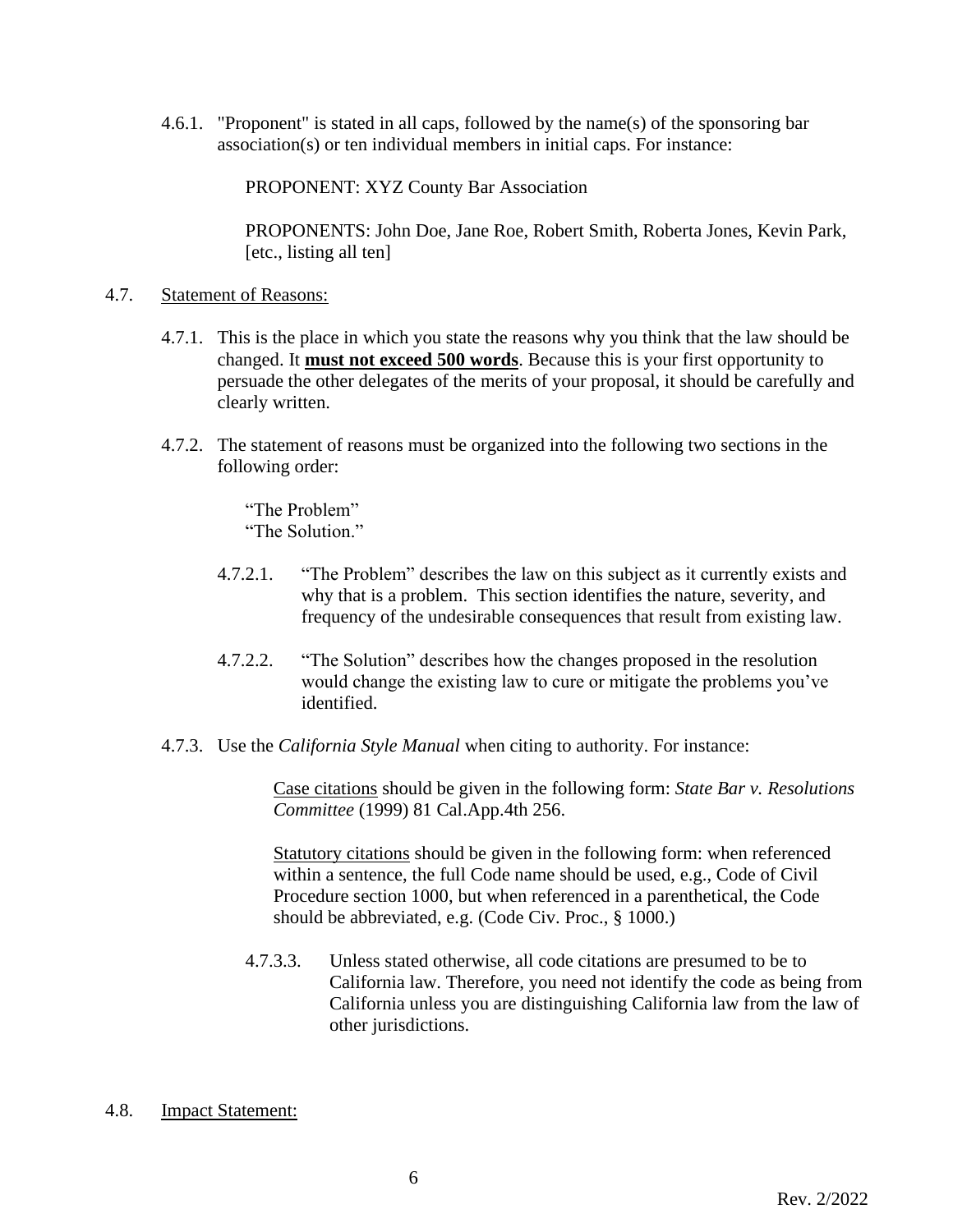4.6.1. "Proponent" is stated in all caps, followed by the name(s) of the sponsoring bar association(s) or ten individual members in initial caps. For instance:

> PROPONENT: XYZ County Bar Association
>
> PROPONENTS: John Doe, Jane Roe, Robert Smith, Roberta Jones, Kevin Park, [etc., listing all ten]

4.7. Statement of Reasons:

4.7.1. This is the place in which you state the reasons why you think that the law should be changed. It **must not exceed 500 words**. Because this is your first opportunity to persuade the other delegates of the merits of your proposal, it should be carefully and clearly written.

4.7.2. The statement of reasons must be organized into the following two sections in the following order:

> "The Problem"
> "The Solution."

4.7.2.1. "The Problem" describes the law on this subject as it currently exists and why that is a problem. This section identifies the nature, severity, and frequency of the undesirable consequences that result from existing law.

4.7.2.2. "The Solution" describes how the changes proposed in the resolution would change the existing law to cure or mitigate the problems you've identified.

4.7.3. Use the *California Style Manual* when citing to authority. For instance:

> Case citations should be given in the following form: *State Bar v. Resolutions Committee* (1999) 81 Cal.App.4th 256.
>
> Statutory citations should be given in the following form: when referenced within a sentence, the full Code name should be used, e.g., Code of Civil Procedure section 1000, but when referenced in a parenthetical, the Code should be abbreviated, e.g. (Code Civ. Proc., § 1000.)

4.7.3.3. Unless stated otherwise, all code citations are presumed to be to California law. Therefore, you need not identify the code as being from California unless you are distinguishing California law from the law of other jurisdictions.

4.8. Impact Statement: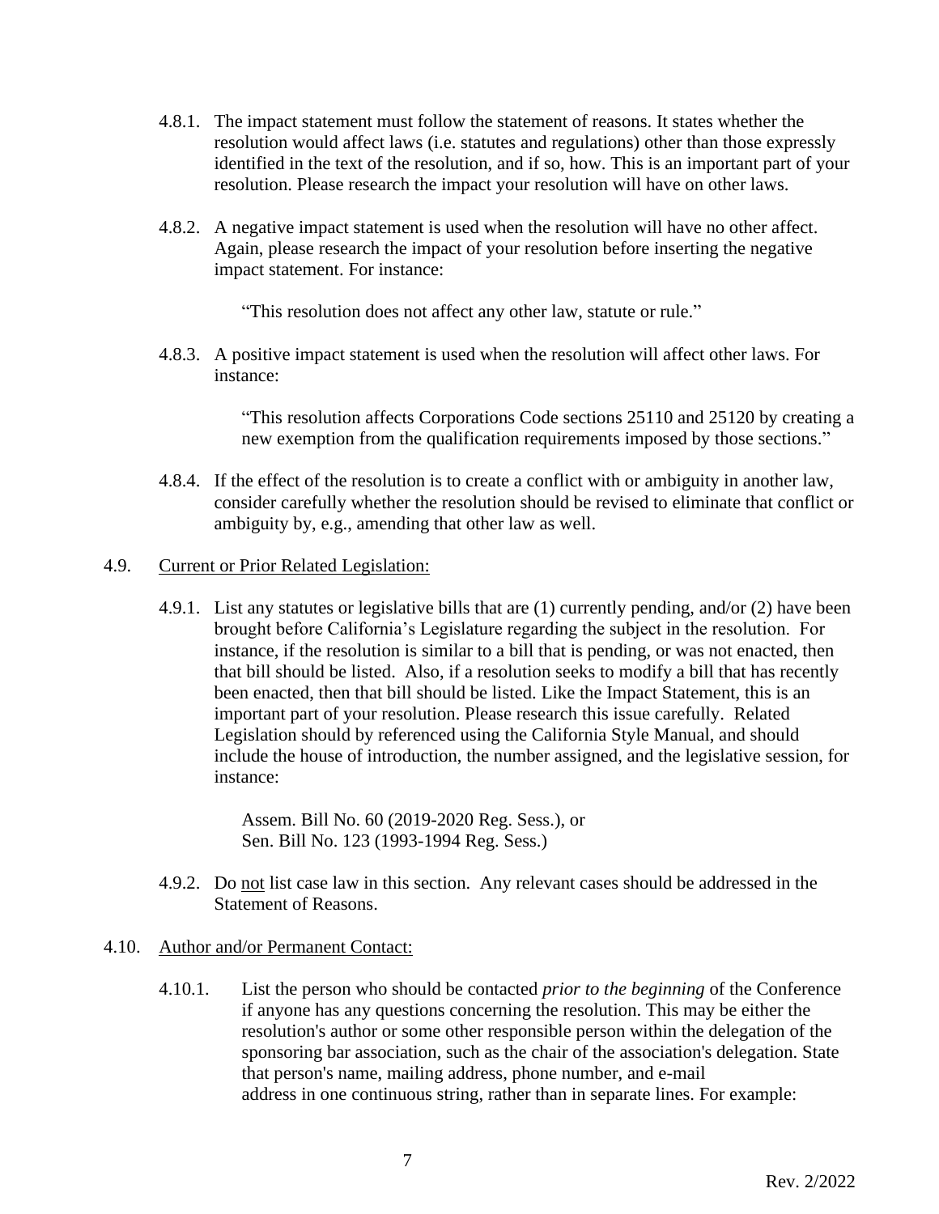4.8.1. The impact statement must follow the statement of reasons. It states whether the resolution would affect laws (i.e. statutes and regulations) other than those expressly identified in the text of the resolution, and if so, how. This is an important part of your resolution. Please research the impact your resolution will have on other laws.

4.8.2. A negative impact statement is used when the resolution will have no other affect. Again, please research the impact of your resolution before inserting the negative impact statement. For instance:

> "This resolution does not affect any other law, statute or rule."

4.8.3. A positive impact statement is used when the resolution will affect other laws. For instance:

> "This resolution affects Corporations Code sections 25110 and 25120 by creating a new exemption from the qualification requirements imposed by those sections."

4.8.4. If the effect of the resolution is to create a conflict with or ambiguity in another law, consider carefully whether the resolution should be revised to eliminate that conflict or ambiguity by, e.g., amending that other law as well.

4.9. <u>Current or Prior Related Legislation:</u>

4.9.1. List any statutes or legislative bills that are (1) currently pending, and/or (2) have been brought before California's Legislature regarding the subject in the resolution. For instance, if the resolution is similar to a bill that is pending, or was not enacted, then that bill should be listed. Also, if a resolution seeks to modify a bill that has recently been enacted, then that bill should be listed. Like the Impact Statement, this is an important part of your resolution. Please research this issue carefully. Related Legislation should by referenced using the California Style Manual, and should include the house of introduction, the number assigned, and the legislative session, for instance:

> Assem. Bill No. 60 (2019-2020 Reg. Sess.), or
> Sen. Bill No. 123 (1993-1994 Reg. Sess.)

4.9.2. Do <u>not</u> list case law in this section. Any relevant cases should be addressed in the Statement of Reasons.

4.10. <u>Author and/or Permanent Contact:</u>

4.10.1. List the person who should be contacted *prior to the beginning* of the Conference if anyone has any questions concerning the resolution. This may be either the resolution's author or some other responsible person within the delegation of the sponsoring bar association, such as the chair of the association's delegation. State that person's name, mailing address, phone number, and e-mail address in one continuous string, rather than in separate lines. For example: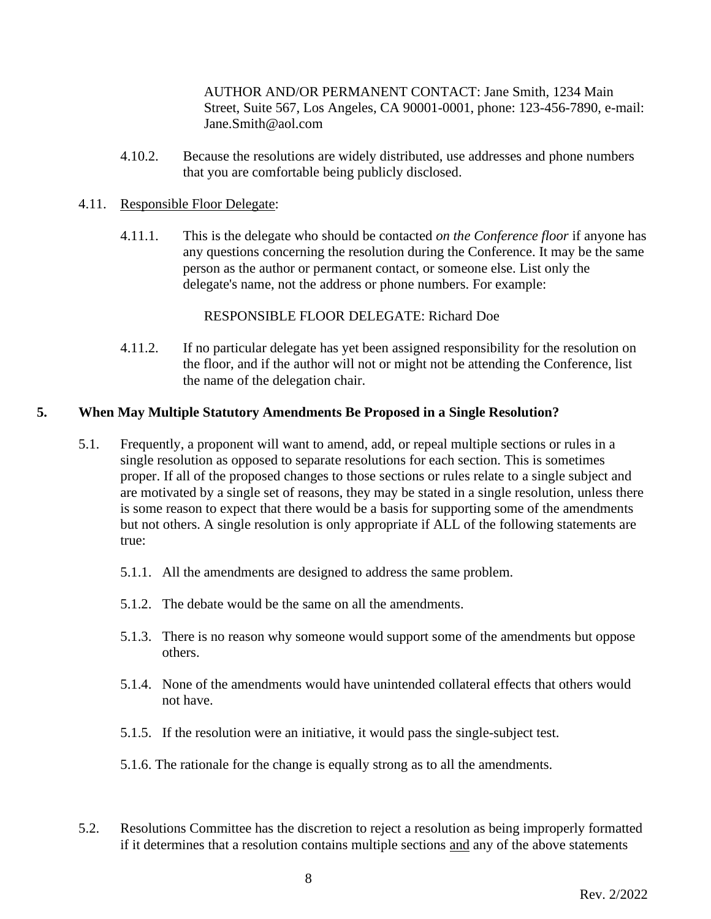AUTHOR AND/OR PERMANENT CONTACT: Jane Smith, 1234 Main Street, Suite 567, Los Angeles, CA 90001-0001, phone: 123-456-7890, e-mail: Jane.Smith@aol.com

4.10.2. Because the resolutions are widely distributed, use addresses and phone numbers that you are comfortable being publicly disclosed.

4.11. <u>Responsible Floor Delegate</u>:

4.11.1. This is the delegate who should be contacted *on the Conference floor* if anyone has any questions concerning the resolution during the Conference. It may be the same person as the author or permanent contact, or someone else. List only the delegate's name, not the address or phone numbers. For example:

RESPONSIBLE FLOOR DELEGATE: Richard Doe

4.11.2. If no particular delegate has yet been assigned responsibility for the resolution on the floor, and if the author will not or might not be attending the Conference, list the name of the delegation chair.

## 5. When May Multiple Statutory Amendments Be Proposed in a Single Resolution?

5.1. Frequently, a proponent will want to amend, add, or repeal multiple sections or rules in a single resolution as opposed to separate resolutions for each section. This is sometimes proper. If all of the proposed changes to those sections or rules relate to a single subject and are motivated by a single set of reasons, they may be stated in a single resolution, unless there is some reason to expect that there would be a basis for supporting some of the amendments but not others. A single resolution is only appropriate if ALL of the following statements are true:

5.1.1. All the amendments are designed to address the same problem.

5.1.2. The debate would be the same on all the amendments.

5.1.3. There is no reason why someone would support some of the amendments but oppose others.

5.1.4. None of the amendments would have unintended collateral effects that others would not have.

5.1.5. If the resolution were an initiative, it would pass the single-subject test.

5.1.6. The rationale for the change is equally strong as to all the amendments.

5.2. Resolutions Committee has the discretion to reject a resolution as being improperly formatted if it determines that a resolution contains multiple sections <u>and</u> any of the above statements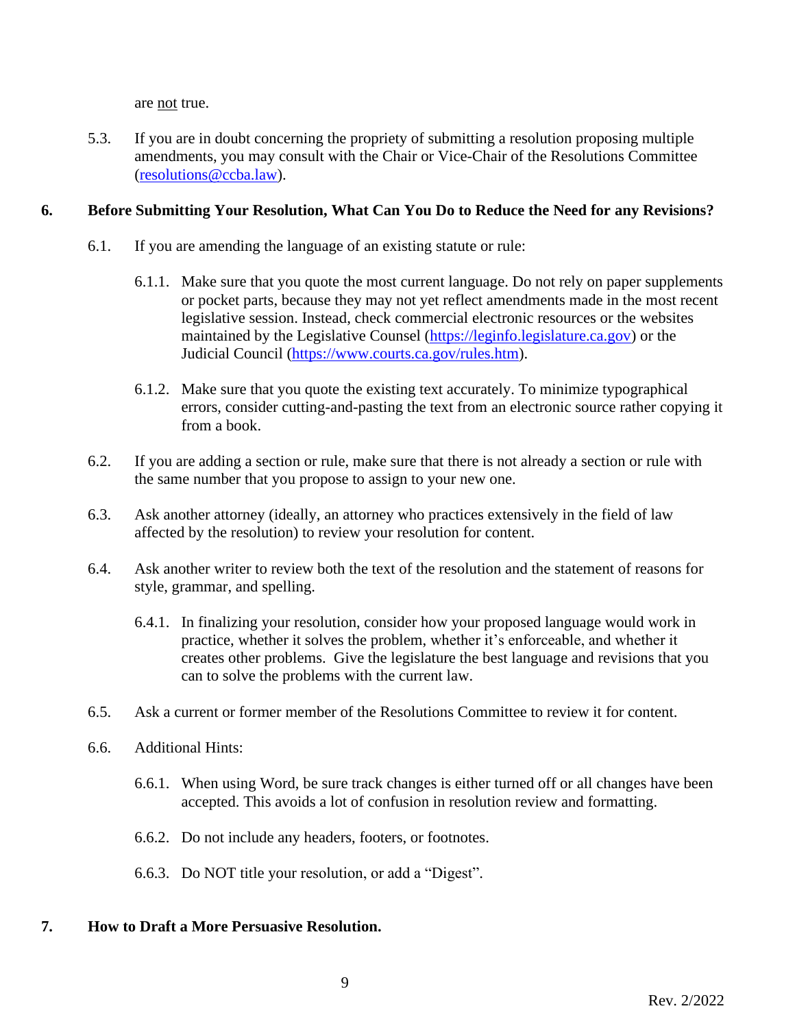are <u>not</u> true.

5.3. If you are in doubt concerning the propriety of submitting a resolution proposing multiple amendments, you may consult with the Chair or Vice-Chair of the Resolutions Committee ([resolutions@ccba.law](mailto:resolutions@ccba.law)).

## 6. Before Submitting Your Resolution, What Can You Do to Reduce the Need for any Revisions?

6.1. If you are amending the language of an existing statute or rule:

6.1.1. Make sure that you quote the most current language. Do not rely on paper supplements or pocket parts, because they may not yet reflect amendments made in the most recent legislative session. Instead, check commercial electronic resources or the websites maintained by the Legislative Counsel ([https://leginfo.legislature.ca.gov](https://leginfo.legislature.ca.gov)) or the Judicial Council ([https://www.courts.ca.gov/rules.htm](https://www.courts.ca.gov/rules.htm)).

6.1.2. Make sure that you quote the existing text accurately. To minimize typographical errors, consider cutting-and-pasting the text from an electronic source rather copying it from a book.

6.2. If you are adding a section or rule, make sure that there is not already a section or rule with the same number that you propose to assign to your new one.

6.3. Ask another attorney (ideally, an attorney who practices extensively in the field of law affected by the resolution) to review your resolution for content.

6.4. Ask another writer to review both the text of the resolution and the statement of reasons for style, grammar, and spelling.

6.4.1. In finalizing your resolution, consider how your proposed language would work in practice, whether it solves the problem, whether it's enforceable, and whether it creates other problems. Give the legislature the best language and revisions that you can to solve the problems with the current law.

6.5. Ask a current or former member of the Resolutions Committee to review it for content.

6.6. Additional Hints:

6.6.1. When using Word, be sure track changes is either turned off or all changes have been accepted. This avoids a lot of confusion in resolution review and formatting.

6.6.2. Do not include any headers, footers, or footnotes.

6.6.3. Do NOT title your resolution, or add a "Digest".

## 7. How to Draft a More Persuasive Resolution.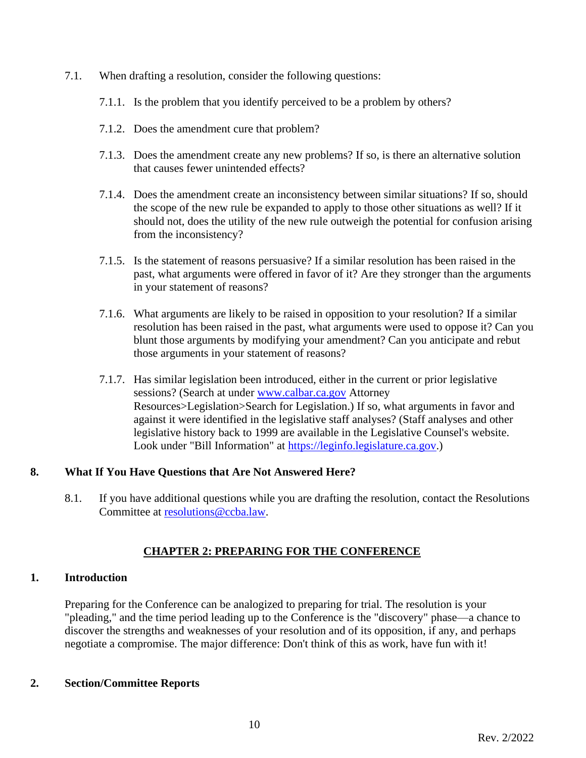7.1. When drafting a resolution, consider the following questions:

7.1.1. Is the problem that you identify perceived to be a problem by others?

7.1.2. Does the amendment cure that problem?

7.1.3. Does the amendment create any new problems? If so, is there an alternative solution that causes fewer unintended effects?

7.1.4. Does the amendment create an inconsistency between similar situations? If so, should the scope of the new rule be expanded to apply to those other situations as well? If it should not, does the utility of the new rule outweigh the potential for confusion arising from the inconsistency?

7.1.5. Is the statement of reasons persuasive? If a similar resolution has been raised in the past, what arguments were offered in favor of it? Are they stronger than the arguments in your statement of reasons?

7.1.6. What arguments are likely to be raised in opposition to your resolution? If a similar resolution has been raised in the past, what arguments were used to oppose it? Can you blunt those arguments by modifying your amendment? Can you anticipate and rebut those arguments in your statement of reasons?

7.1.7. Has similar legislation been introduced, either in the current or prior legislative sessions? (Search at under www.calbar.ca.gov Attorney Resources>Legislation>Search for Legislation.) If so, what arguments in favor and against it were identified in the legislative staff analyses? (Staff analyses and other legislative history back to 1999 are available in the Legislative Counsel's website. Look under "Bill Information" at https://leginfo.legislature.ca.gov.)

## 8. What If You Have Questions that Are Not Answered Here?

8.1. If you have additional questions while you are drafting the resolution, contact the Resolutions Committee at resolutions@ccba.law.

# CHAPTER 2: PREPARING FOR THE CONFERENCE

## 1. Introduction

Preparing for the Conference can be analogized to preparing for trial. The resolution is your "pleading," and the time period leading up to the Conference is the "discovery" phase—a chance to discover the strengths and weaknesses of your resolution and of its opposition, if any, and perhaps negotiate a compromise. The major difference: Don't think of this as work, have fun with it!

## 2. Section/Committee Reports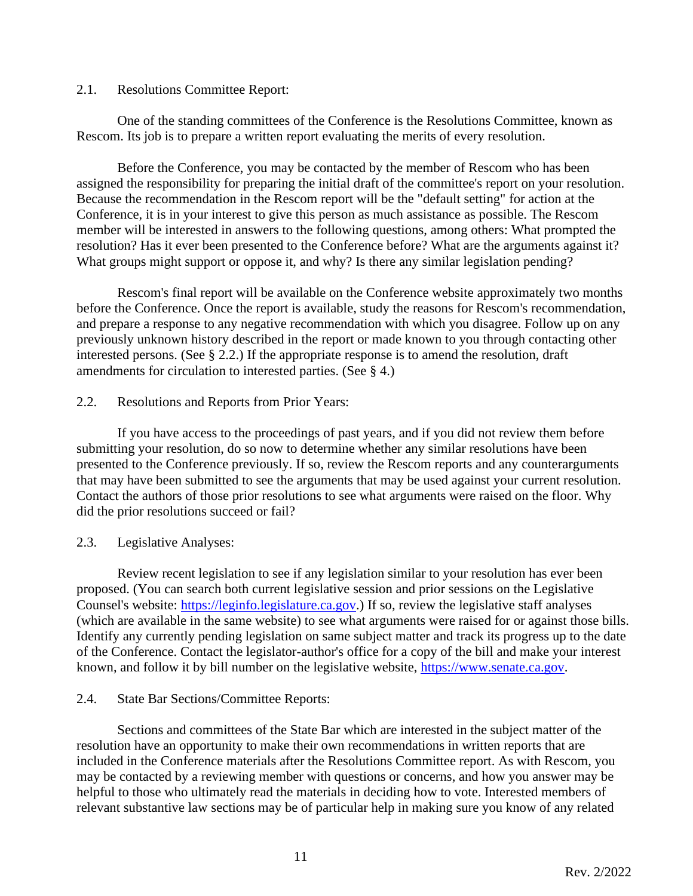2.1. Resolutions Committee Report:

One of the standing committees of the Conference is the Resolutions Committee, known as Rescom. Its job is to prepare a written report evaluating the merits of every resolution.

Before the Conference, you may be contacted by the member of Rescom who has been assigned the responsibility for preparing the initial draft of the committee's report on your resolution. Because the recommendation in the Rescom report will be the "default setting" for action at the Conference, it is in your interest to give this person as much assistance as possible. The Rescom member will be interested in answers to the following questions, among others: What prompted the resolution? Has it ever been presented to the Conference before? What are the arguments against it? What groups might support or oppose it, and why? Is there any similar legislation pending?

Rescom's final report will be available on the Conference website approximately two months before the Conference. Once the report is available, study the reasons for Rescom's recommendation, and prepare a response to any negative recommendation with which you disagree. Follow up on any previously unknown history described in the report or made known to you through contacting other interested persons. (See § 2.2.) If the appropriate response is to amend the resolution, draft amendments for circulation to interested parties. (See § 4.)

2.2. Resolutions and Reports from Prior Years:

If you have access to the proceedings of past years, and if you did not review them before submitting your resolution, do so now to determine whether any similar resolutions have been presented to the Conference previously. If so, review the Rescom reports and any counterarguments that may have been submitted to see the arguments that may be used against your current resolution. Contact the authors of those prior resolutions to see what arguments were raised on the floor. Why did the prior resolutions succeed or fail?

2.3. Legislative Analyses:

Review recent legislation to see if any legislation similar to your resolution has ever been proposed. (You can search both current legislative session and prior sessions on the Legislative Counsel's website: https://leginfo.legislature.ca.gov.) If so, review the legislative staff analyses (which are available in the same website) to see what arguments were raised for or against those bills. Identify any currently pending legislation on same subject matter and track its progress up to the date of the Conference. Contact the legislator-author's office for a copy of the bill and make your interest known, and follow it by bill number on the legislative website, https://www.senate.ca.gov.

2.4. State Bar Sections/Committee Reports:

Sections and committees of the State Bar which are interested in the subject matter of the resolution have an opportunity to make their own recommendations in written reports that are included in the Conference materials after the Resolutions Committee report. As with Rescom, you may be contacted by a reviewing member with questions or concerns, and how you answer may be helpful to those who ultimately read the materials in deciding how to vote. Interested members of relevant substantive law sections may be of particular help in making sure you know of any related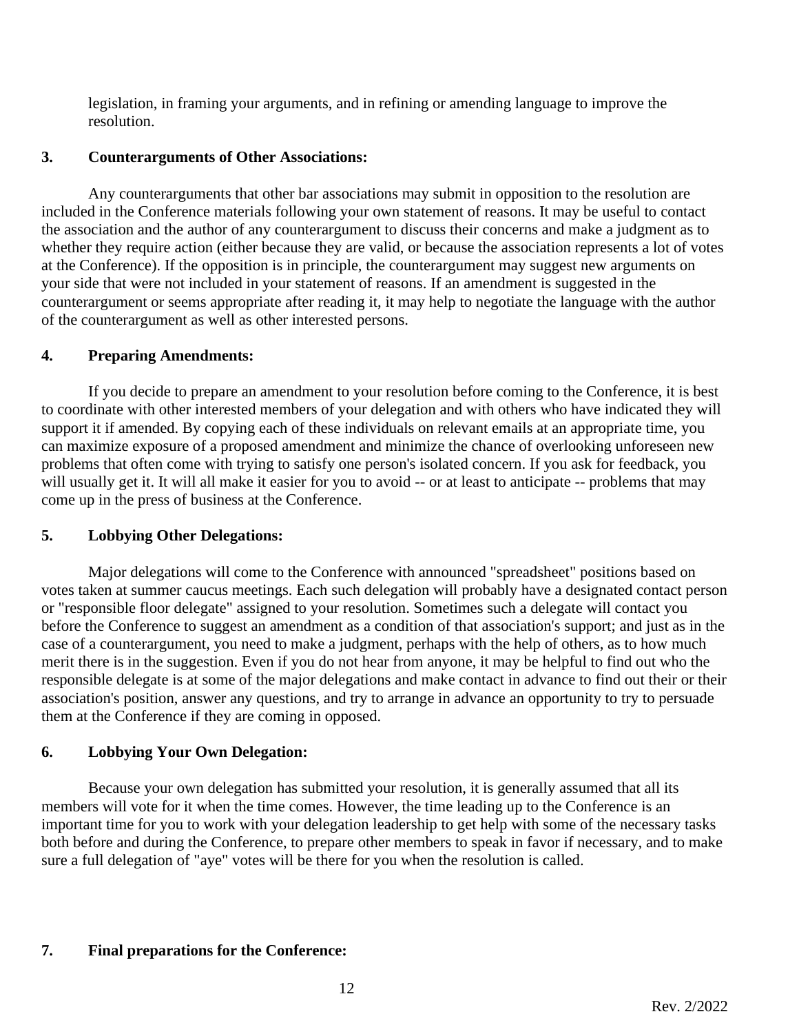legislation, in framing your arguments, and in refining or amending language to improve the resolution.

**3. Counterarguments of Other Associations:**

Any counterarguments that other bar associations may submit in opposition to the resolution are included in the Conference materials following your own statement of reasons. It may be useful to contact the association and the author of any counterargument to discuss their concerns and make a judgment as to whether they require action (either because they are valid, or because the association represents a lot of votes at the Conference). If the opposition is in principle, the counterargument may suggest new arguments on your side that were not included in your statement of reasons. If an amendment is suggested in the counterargument or seems appropriate after reading it, it may help to negotiate the language with the author of the counterargument as well as other interested persons.

**4. Preparing Amendments:**

If you decide to prepare an amendment to your resolution before coming to the Conference, it is best to coordinate with other interested members of your delegation and with others who have indicated they will support it if amended. By copying each of these individuals on relevant emails at an appropriate time, you can maximize exposure of a proposed amendment and minimize the chance of overlooking unforeseen new problems that often come with trying to satisfy one person's isolated concern. If you ask for feedback, you will usually get it. It will all make it easier for you to avoid -- or at least to anticipate -- problems that may come up in the press of business at the Conference.

**5. Lobbying Other Delegations:**

Major delegations will come to the Conference with announced "spreadsheet" positions based on votes taken at summer caucus meetings. Each such delegation will probably have a designated contact person or "responsible floor delegate" assigned to your resolution. Sometimes such a delegate will contact you before the Conference to suggest an amendment as a condition of that association's support; and just as in the case of a counterargument, you need to make a judgment, perhaps with the help of others, as to how much merit there is in the suggestion. Even if you do not hear from anyone, it may be helpful to find out who the responsible delegate is at some of the major delegations and make contact in advance to find out their or their association's position, answer any questions, and try to arrange in advance an opportunity to try to persuade them at the Conference if they are coming in opposed.

**6. Lobbying Your Own Delegation:**

Because your own delegation has submitted your resolution, it is generally assumed that all its members will vote for it when the time comes. However, the time leading up to the Conference is an important time for you to work with your delegation leadership to get help with some of the necessary tasks both before and during the Conference, to prepare other members to speak in favor if necessary, and to make sure a full delegation of "aye" votes will be there for you when the resolution is called.

**7. Final preparations for the Conference:**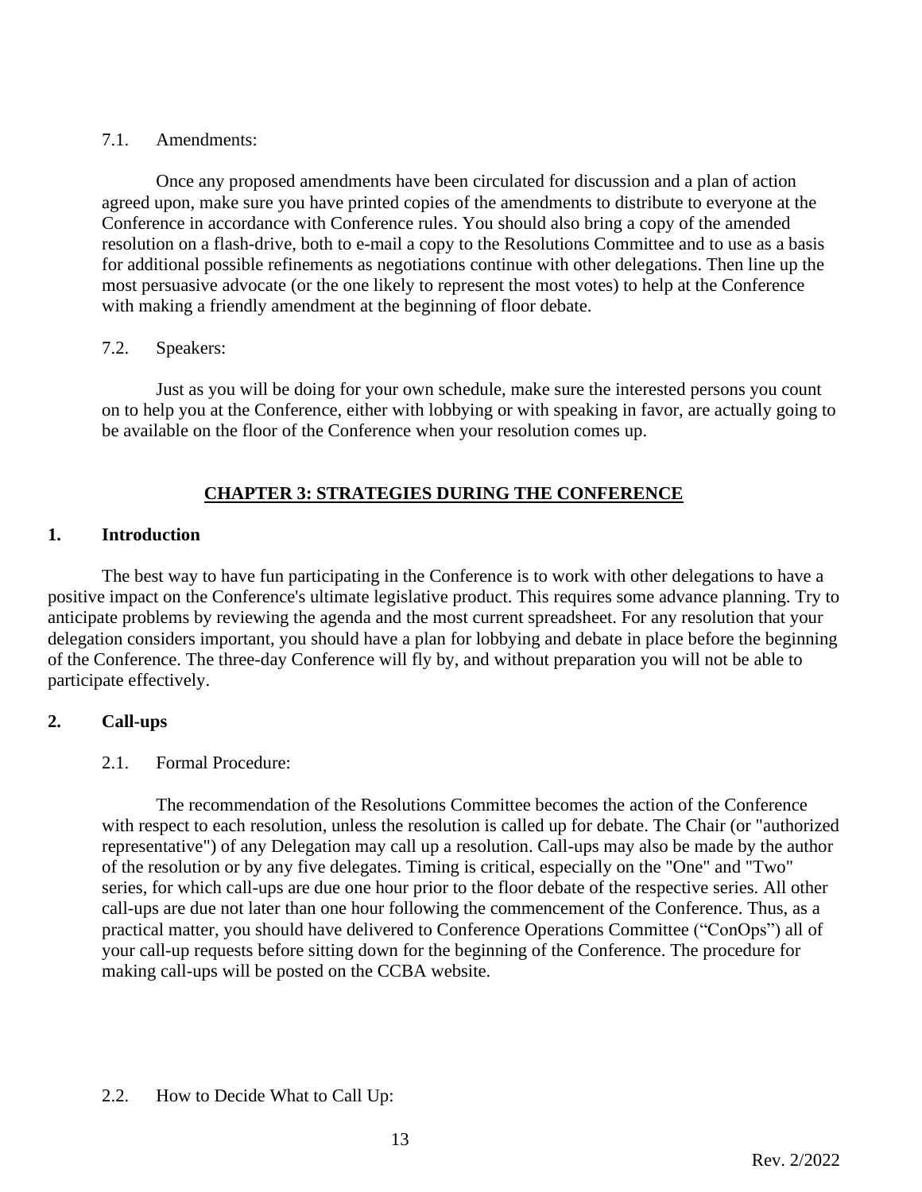7.1. Amendments:

Once any proposed amendments have been circulated for discussion and a plan of action agreed upon, make sure you have printed copies of the amendments to distribute to everyone at the Conference in accordance with Conference rules. You should also bring a copy of the amended resolution on a flash-drive, both to e-mail a copy to the Resolutions Committee and to use as a basis for additional possible refinements as negotiations continue with other delegations. Then line up the most persuasive advocate (or the one likely to represent the most votes) to help at the Conference with making a friendly amendment at the beginning of floor debate.

7.2. Speakers:

Just as you will be doing for your own schedule, make sure the interested persons you count on to help you at the Conference, either with lobbying or with speaking in favor, are actually going to be available on the floor of the Conference when your resolution comes up.

## CHAPTER 3: STRATEGIES DURING THE CONFERENCE

### 1. Introduction

The best way to have fun participating in the Conference is to work with other delegations to have a positive impact on the Conference's ultimate legislative product. This requires some advance planning. Try to anticipate problems by reviewing the agenda and the most current spreadsheet. For any resolution that your delegation considers important, you should have a plan for lobbying and debate in place before the beginning of the Conference. The three-day Conference will fly by, and without preparation you will not be able to participate effectively.

### 2. Call-ups

2.1. Formal Procedure:

The recommendation of the Resolutions Committee becomes the action of the Conference with respect to each resolution, unless the resolution is called up for debate. The Chair (or "authorized representative") of any Delegation may call up a resolution. Call-ups may also be made by the author of the resolution or by any five delegates. Timing is critical, especially on the "One" and "Two" series, for which call-ups are due one hour prior to the floor debate of the respective series. All other call-ups are due not later than one hour following the commencement of the Conference. Thus, as a practical matter, you should have delivered to Conference Operations Committee ("ConOps") all of your call-up requests before sitting down for the beginning of the Conference. The procedure for making call-ups will be posted on the CCBA website.

2.2. How to Decide What to Call Up: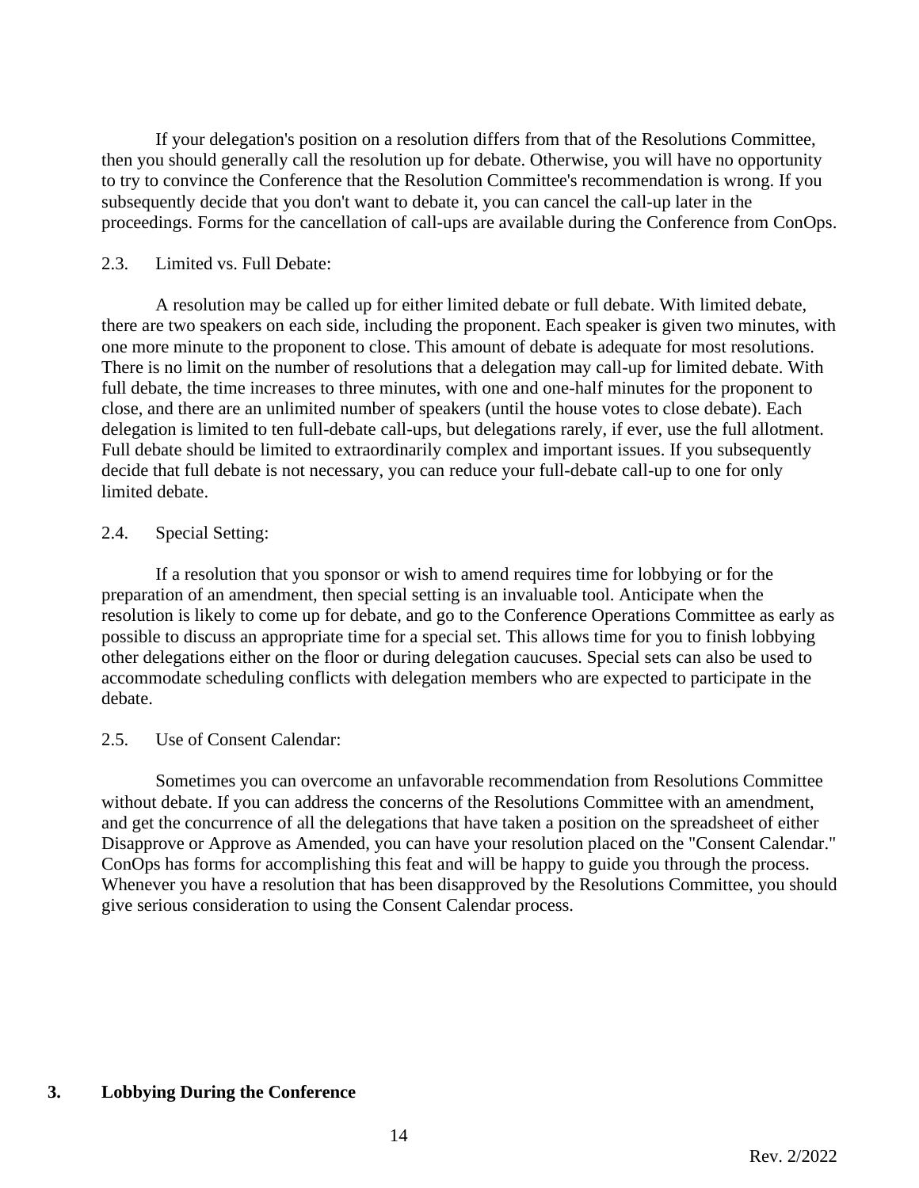If your delegation's position on a resolution differs from that of the Resolutions Committee, then you should generally call the resolution up for debate. Otherwise, you will have no opportunity to try to convince the Conference that the Resolution Committee's recommendation is wrong. If you subsequently decide that you don't want to debate it, you can cancel the call-up later in the proceedings. Forms for the cancellation of call-ups are available during the Conference from ConOps.

2.3. Limited vs. Full Debate:

A resolution may be called up for either limited debate or full debate. With limited debate, there are two speakers on each side, including the proponent. Each speaker is given two minutes, with one more minute to the proponent to close. This amount of debate is adequate for most resolutions. There is no limit on the number of resolutions that a delegation may call-up for limited debate. With full debate, the time increases to three minutes, with one and one-half minutes for the proponent to close, and there are an unlimited number of speakers (until the house votes to close debate). Each delegation is limited to ten full-debate call-ups, but delegations rarely, if ever, use the full allotment. Full debate should be limited to extraordinarily complex and important issues. If you subsequently decide that full debate is not necessary, you can reduce your full-debate call-up to one for only limited debate.

2.4. Special Setting:

If a resolution that you sponsor or wish to amend requires time for lobbying or for the preparation of an amendment, then special setting is an invaluable tool. Anticipate when the resolution is likely to come up for debate, and go to the Conference Operations Committee as early as possible to discuss an appropriate time for a special set. This allows time for you to finish lobbying other delegations either on the floor or during delegation caucuses. Special sets can also be used to accommodate scheduling conflicts with delegation members who are expected to participate in the debate.

2.5. Use of Consent Calendar:

Sometimes you can overcome an unfavorable recommendation from Resolutions Committee without debate. If you can address the concerns of the Resolutions Committee with an amendment, and get the concurrence of all the delegations that have taken a position on the spreadsheet of either Disapprove or Approve as Amended, you can have your resolution placed on the "Consent Calendar." ConOps has forms for accomplishing this feat and will be happy to guide you through the process. Whenever you have a resolution that has been disapproved by the Resolutions Committee, you should give serious consideration to using the Consent Calendar process.

## 3. Lobbying During the Conference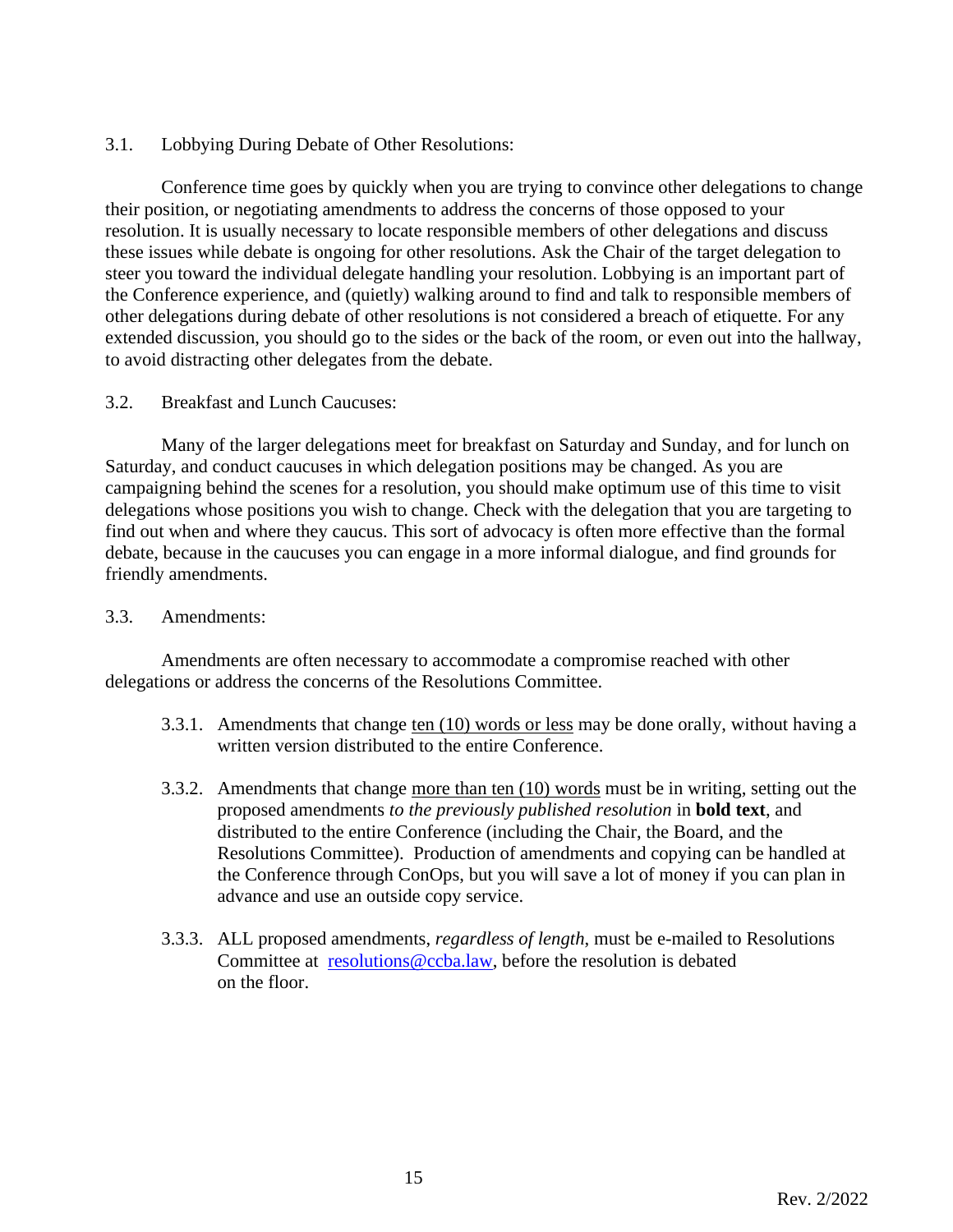### 3.1. Lobbying During Debate of Other Resolutions:

Conference time goes by quickly when you are trying to convince other delegations to change their position, or negotiating amendments to address the concerns of those opposed to your resolution. It is usually necessary to locate responsible members of other delegations and discuss these issues while debate is ongoing for other resolutions. Ask the Chair of the target delegation to steer you toward the individual delegate handling your resolution. Lobbying is an important part of the Conference experience, and (quietly) walking around to find and talk to responsible members of other delegations during debate of other resolutions is not considered a breach of etiquette. For any extended discussion, you should go to the sides or the back of the room, or even out into the hallway, to avoid distracting other delegates from the debate.

### 3.2. Breakfast and Lunch Caucuses:

Many of the larger delegations meet for breakfast on Saturday and Sunday, and for lunch on Saturday, and conduct caucuses in which delegation positions may be changed. As you are campaigning behind the scenes for a resolution, you should make optimum use of this time to visit delegations whose positions you wish to change. Check with the delegation that you are targeting to find out when and where they caucus. This sort of advocacy is often more effective than the formal debate, because in the caucuses you can engage in a more informal dialogue, and find grounds for friendly amendments.

### 3.3. Amendments:

Amendments are often necessary to accommodate a compromise reached with other delegations or address the concerns of the Resolutions Committee.

3.3.1. Amendments that change <u>ten (10) words or less</u> may be done orally, without having a written version distributed to the entire Conference.

3.3.2. Amendments that change <u>more than ten (10) words</u> must be in writing, setting out the proposed amendments *to the previously published resolution* in **bold text**, and distributed to the entire Conference (including the Chair, the Board, and the Resolutions Committee). Production of amendments and copying can be handled at the Conference through ConOps, but you will save a lot of money if you can plan in advance and use an outside copy service.

3.3.3. ALL proposed amendments, *regardless of length*, must be e-mailed to Resolutions Committee at [resolutions@ccba.law](mailto:resolutions@ccba.law), before the resolution is debated on the floor.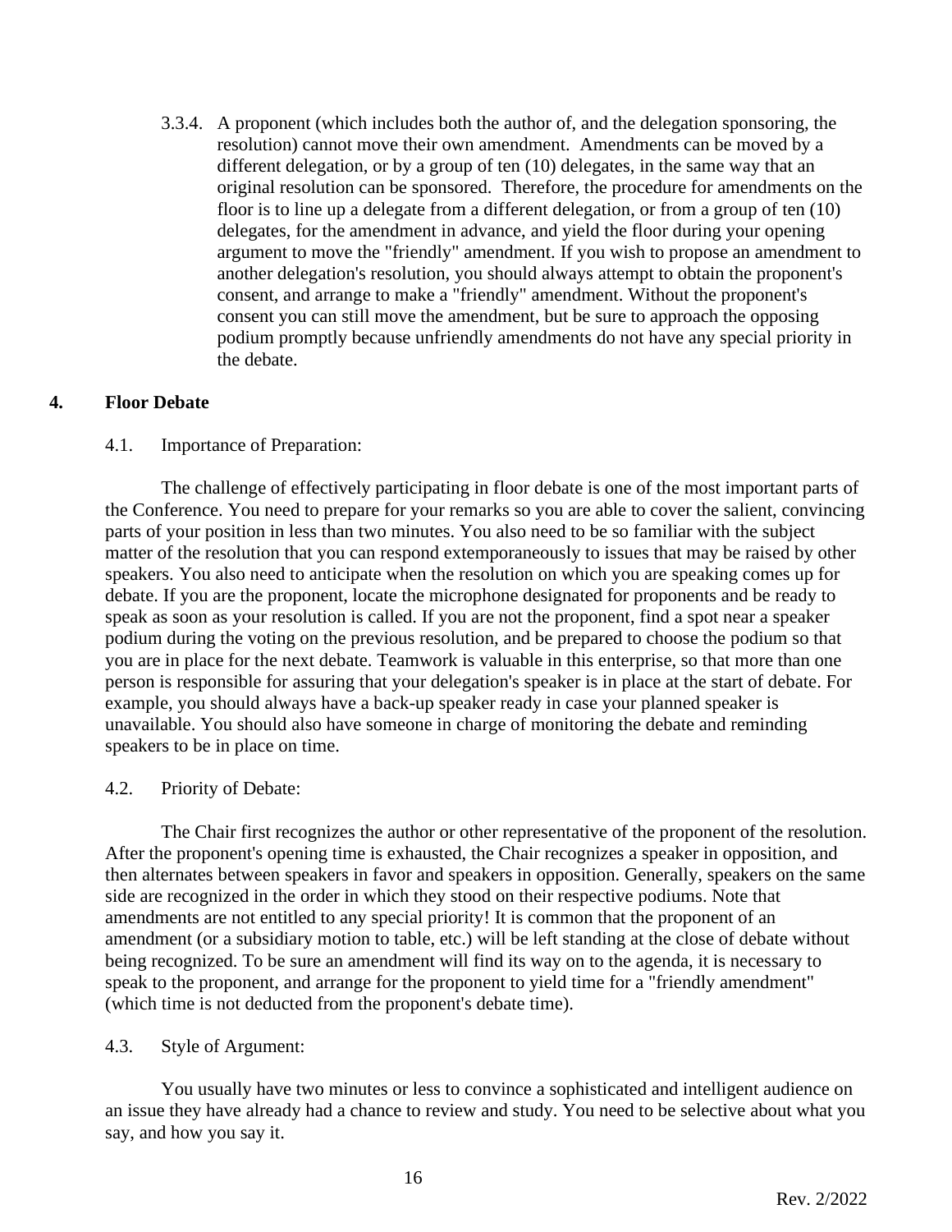3.3.4. A proponent (which includes both the author of, and the delegation sponsoring, the resolution) cannot move their own amendment. Amendments can be moved by a different delegation, or by a group of ten (10) delegates, in the same way that an original resolution can be sponsored. Therefore, the procedure for amendments on the floor is to line up a delegate from a different delegation, or from a group of ten (10) delegates, for the amendment in advance, and yield the floor during your opening argument to move the "friendly" amendment. If you wish to propose an amendment to another delegation's resolution, you should always attempt to obtain the proponent's consent, and arrange to make a "friendly" amendment. Without the proponent's consent you can still move the amendment, but be sure to approach the opposing podium promptly because unfriendly amendments do not have any special priority in the debate.

## 4. Floor Debate

4.1. Importance of Preparation:

The challenge of effectively participating in floor debate is one of the most important parts of the Conference. You need to prepare for your remarks so you are able to cover the salient, convincing parts of your position in less than two minutes. You also need to be so familiar with the subject matter of the resolution that you can respond extemporaneously to issues that may be raised by other speakers. You also need to anticipate when the resolution on which you are speaking comes up for debate. If you are the proponent, locate the microphone designated for proponents and be ready to speak as soon as your resolution is called. If you are not the proponent, find a spot near a speaker podium during the voting on the previous resolution, and be prepared to choose the podium so that you are in place for the next debate. Teamwork is valuable in this enterprise, so that more than one person is responsible for assuring that your delegation's speaker is in place at the start of debate. For example, you should always have a back-up speaker ready in case your planned speaker is unavailable. You should also have someone in charge of monitoring the debate and reminding speakers to be in place on time.

4.2. Priority of Debate:

The Chair first recognizes the author or other representative of the proponent of the resolution. After the proponent's opening time is exhausted, the Chair recognizes a speaker in opposition, and then alternates between speakers in favor and speakers in opposition. Generally, speakers on the same side are recognized in the order in which they stood on their respective podiums. Note that amendments are not entitled to any special priority! It is common that the proponent of an amendment (or a subsidiary motion to table, etc.) will be left standing at the close of debate without being recognized. To be sure an amendment will find its way on to the agenda, it is necessary to speak to the proponent, and arrange for the proponent to yield time for a "friendly amendment" (which time is not deducted from the proponent's debate time).

4.3. Style of Argument:

You usually have two minutes or less to convince a sophisticated and intelligent audience on an issue they have already had a chance to review and study. You need to be selective about what you say, and how you say it.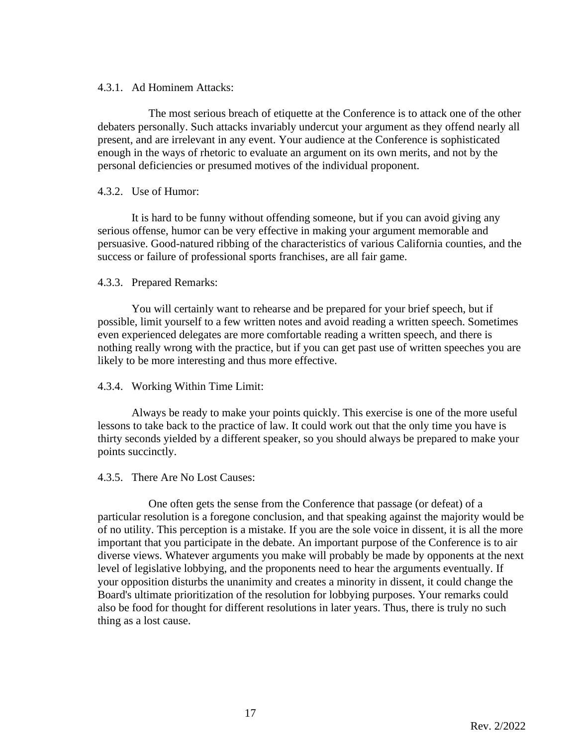#### 4.3.1. Ad Hominem Attacks:

The most serious breach of etiquette at the Conference is to attack one of the other debaters personally. Such attacks invariably undercut your argument as they offend nearly all present, and are irrelevant in any event. Your audience at the Conference is sophisticated enough in the ways of rhetoric to evaluate an argument on its own merits, and not by the personal deficiencies or presumed motives of the individual proponent.

#### 4.3.2. Use of Humor:

It is hard to be funny without offending someone, but if you can avoid giving any serious offense, humor can be very effective in making your argument memorable and persuasive. Good-natured ribbing of the characteristics of various California counties, and the success or failure of professional sports franchises, are all fair game.

#### 4.3.3. Prepared Remarks:

You will certainly want to rehearse and be prepared for your brief speech, but if possible, limit yourself to a few written notes and avoid reading a written speech. Sometimes even experienced delegates are more comfortable reading a written speech, and there is nothing really wrong with the practice, but if you can get past use of written speeches you are likely to be more interesting and thus more effective.

#### 4.3.4. Working Within Time Limit:

Always be ready to make your points quickly. This exercise is one of the more useful lessons to take back to the practice of law. It could work out that the only time you have is thirty seconds yielded by a different speaker, so you should always be prepared to make your points succinctly.

#### 4.3.5. There Are No Lost Causes:

One often gets the sense from the Conference that passage (or defeat) of a particular resolution is a foregone conclusion, and that speaking against the majority would be of no utility. This perception is a mistake. If you are the sole voice in dissent, it is all the more important that you participate in the debate. An important purpose of the Conference is to air diverse views. Whatever arguments you make will probably be made by opponents at the next level of legislative lobbying, and the proponents need to hear the arguments eventually. If your opposition disturbs the unanimity and creates a minority in dissent, it could change the Board's ultimate prioritization of the resolution for lobbying purposes. Your remarks could also be food for thought for different resolutions in later years. Thus, there is truly no such thing as a lost cause.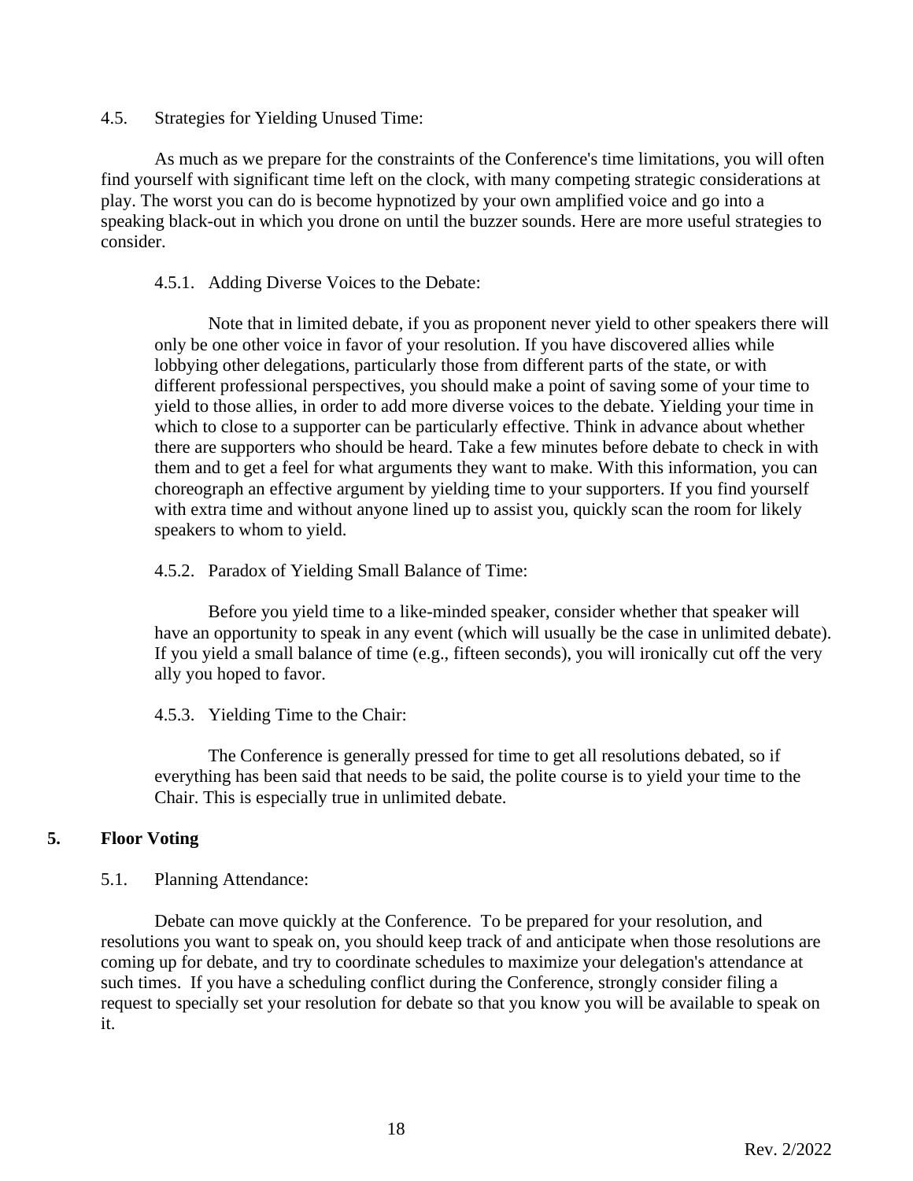#### 4.5. Strategies for Yielding Unused Time:

As much as we prepare for the constraints of the Conference's time limitations, you will often find yourself with significant time left on the clock, with many competing strategic considerations at play. The worst you can do is become hypnotized by your own amplified voice and go into a speaking black-out in which you drone on until the buzzer sounds. Here are more useful strategies to consider.

##### 4.5.1. Adding Diverse Voices to the Debate:

Note that in limited debate, if you as proponent never yield to other speakers there will only be one other voice in favor of your resolution. If you have discovered allies while lobbying other delegations, particularly those from different parts of the state, or with different professional perspectives, you should make a point of saving some of your time to yield to those allies, in order to add more diverse voices to the debate. Yielding your time in which to close to a supporter can be particularly effective. Think in advance about whether there are supporters who should be heard. Take a few minutes before debate to check in with them and to get a feel for what arguments they want to make. With this information, you can choreograph an effective argument by yielding time to your supporters. If you find yourself with extra time and without anyone lined up to assist you, quickly scan the room for likely speakers to whom to yield.

##### 4.5.2. Paradox of Yielding Small Balance of Time:

Before you yield time to a like-minded speaker, consider whether that speaker will have an opportunity to speak in any event (which will usually be the case in unlimited debate). If you yield a small balance of time (e.g., fifteen seconds), you will ironically cut off the very ally you hoped to favor.

##### 4.5.3. Yielding Time to the Chair:

The Conference is generally pressed for time to get all resolutions debated, so if everything has been said that needs to be said, the polite course is to yield your time to the Chair. This is especially true in unlimited debate.

## 5. Floor Voting

#### 5.1. Planning Attendance:

Debate can move quickly at the Conference. To be prepared for your resolution, and resolutions you want to speak on, you should keep track of and anticipate when those resolutions are coming up for debate, and try to coordinate schedules to maximize your delegation's attendance at such times. If you have a scheduling conflict during the Conference, strongly consider filing a request to specially set your resolution for debate so that you know you will be available to speak on it.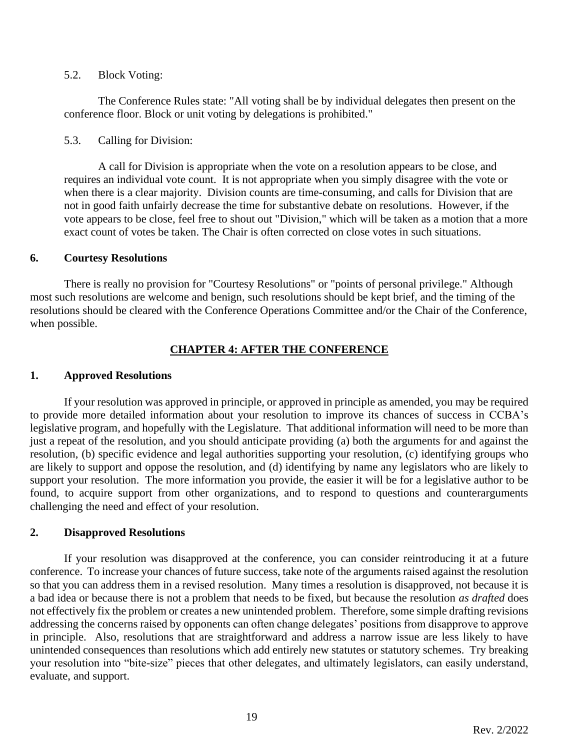5.2. Block Voting:

The Conference Rules state: "All voting shall be by individual delegates then present on the conference floor. Block or unit voting by delegations is prohibited."

5.3. Calling for Division:

A call for Division is appropriate when the vote on a resolution appears to be close, and requires an individual vote count. It is not appropriate when you simply disagree with the vote or when there is a clear majority. Division counts are time-consuming, and calls for Division that are not in good faith unfairly decrease the time for substantive debate on resolutions. However, if the vote appears to be close, feel free to shout out "Division," which will be taken as a motion that a more exact count of votes be taken. The Chair is often corrected on close votes in such situations.

### 6. Courtesy Resolutions

There is really no provision for "Courtesy Resolutions" or "points of personal privilege." Although most such resolutions are welcome and benign, such resolutions should be kept brief, and the timing of the resolutions should be cleared with the Conference Operations Committee and/or the Chair of the Conference, when possible.

## CHAPTER 4: AFTER THE CONFERENCE

### 1. Approved Resolutions

If your resolution was approved in principle, or approved in principle as amended, you may be required to provide more detailed information about your resolution to improve its chances of success in CCBA's legislative program, and hopefully with the Legislature. That additional information will need to be more than just a repeat of the resolution, and you should anticipate providing (a) both the arguments for and against the resolution, (b) specific evidence and legal authorities supporting your resolution, (c) identifying groups who are likely to support and oppose the resolution, and (d) identifying by name any legislators who are likely to support your resolution. The more information you provide, the easier it will be for a legislative author to be found, to acquire support from other organizations, and to respond to questions and counterarguments challenging the need and effect of your resolution.

### 2. Disapproved Resolutions

If your resolution was disapproved at the conference, you can consider reintroducing it at a future conference. To increase your chances of future success, take note of the arguments raised against the resolution so that you can address them in a revised resolution. Many times a resolution is disapproved, not because it is a bad idea or because there is not a problem that needs to be fixed, but because the resolution *as drafted* does not effectively fix the problem or creates a new unintended problem. Therefore, some simple drafting revisions addressing the concerns raised by opponents can often change delegates' positions from disapprove to approve in principle. Also, resolutions that are straightforward and address a narrow issue are less likely to have unintended consequences than resolutions which add entirely new statutes or statutory schemes. Try breaking your resolution into "bite-size" pieces that other delegates, and ultimately legislators, can easily understand, evaluate, and support.